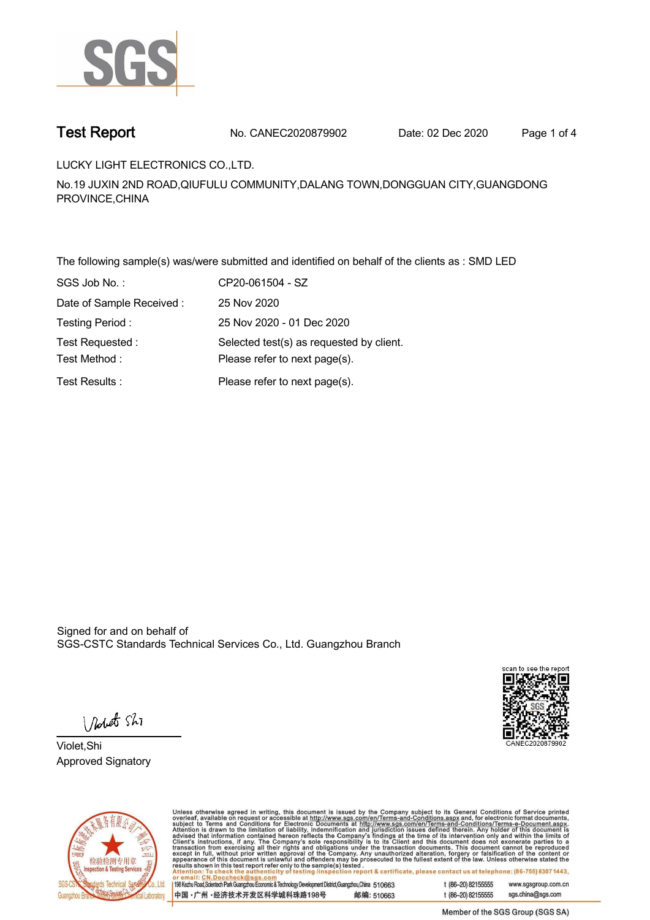SGS

# Test Report

No. CANEC2020879902 Date: 02 Dec 2020

LUCKY LIGHT ELECTRONICS CO.,LTD.

No.19 JUXIN 2ND ROAD,QIUFULU COMMUNITY,DALANG TOWN,DONGGUAN CITY,GUANGDONG PROVINCE,CHINA

The following sample(s) was/were submitted and identified on behalf of the clients as : SMD LED

| | |
|---|---|
| SGS Job No. : | CP20-061504 - SZ |
| Date of Sample Received : | 25 Nov 2020 |
| Testing Period : | 25 Nov 2020 - 01 Dec 2020 |
| Test Requested : | Selected test(s) as requested by client. |
| Test Method : | Please refer to next page(s). |
| Test Results : | Please refer to next page(s). |

Signed for and on behalf of
SGS-CSTC Standards Technical Services Co., Ltd. Guangzhou Branch

Violet,Shi
Approved Signatory

scan to see the report
CANEC2020879902

Unless otherwise agreed in writing, this document is issued by the Company subject to its General Conditions of Service printed overleaf, available on request or accessible at http://www.sgs.com/en/Terms-and-Conditions.aspx and, for electronic format documents, subject to Terms and Conditions for Electronic Documents at http://www.sgs.com/en/Terms-and-Conditions/Terms-e-Document.aspx. Attention is drawn to the limitation of liability, indemnification and jurisdiction issues defined therein. Any holder of this document is advised that information contained hereon reflects the Company's findings at the time of its intervention only and within the limits of Client's instructions, if any. The Company's sole responsibility is to its Client and this document does not exonerate parties to a transaction from exercising all their rights and obligations under the transaction documents. This document cannot be reproduced except in full, without prior written approval of the Company. Any unauthorized alteration, forgery or falsification of the content or appearance of this document is unlawful and offenders may be prosecuted to the fullest extent of the law. Unless otherwise stated the results shown in this test report refer only to the sample(s) tested .
Attention: To check the authenticity of testing /inspection report & certificate, please contact us at telephone: (86-755) 8307 1443, or email: CN.Doccheck@sgs.com

198 Kezhu Road,Scientech Park Guangzhou Economic & Technology Development District,Guangzhou,China 510663 t (86–20) 82155555 www.sgsgroup.com.cn
中国·广州·经济技术开发区科学城科珠路198号 邮编: 510663 t (86–20) 82155555 sgs.china@sgs.com

Member of the SGS Group (SGS SA)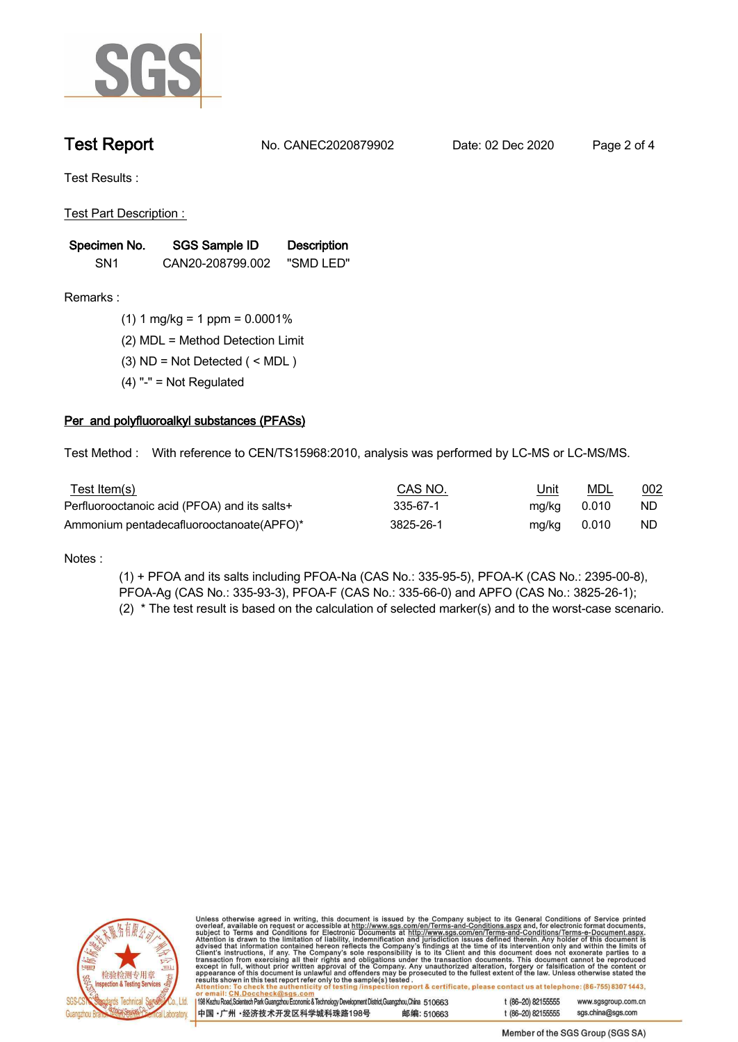Test Results :

Test Part Description :

| Specimen No. | SGS Sample ID | Description |
|---|---|---|
| SN1 | CAN20-208799.002 | "SMD LED" |

Remarks :

(1) 1 mg/kg = 1 ppm = 0.0001%

(2) MDL = Method Detection Limit

(3) ND = Not Detected ( < MDL )

(4) "-" = Not Regulated

## Per and polyfluoroalkyl substances (PFASs)

Test Method : With reference to CEN/TS15968:2010, analysis was performed by LC-MS or LC-MS/MS.

| Test Item(s) | CAS NO. | Unit | MDL | 002 |
|---|---|---|---|---|
| Perfluorooctanoic acid (PFOA) and its salts+ | 335-67-1 | mg/kg | 0.010 | ND |
| Ammonium pentadecafluorooctanoate(APFO)* | 3825-26-1 | mg/kg | 0.010 | ND |

Notes :

(1) + PFOA and its salts including PFOA-Na (CAS No.: 335-95-5), PFOA-K (CAS No.: 2395-00-8), PFOA-Ag (CAS No.: 335-93-3), PFOA-F (CAS No.: 335-66-0) and APFO (CAS No.: 3825-26-1);

(2) * The test result is based on the calculation of selected marker(s) and to the worst-case scenario.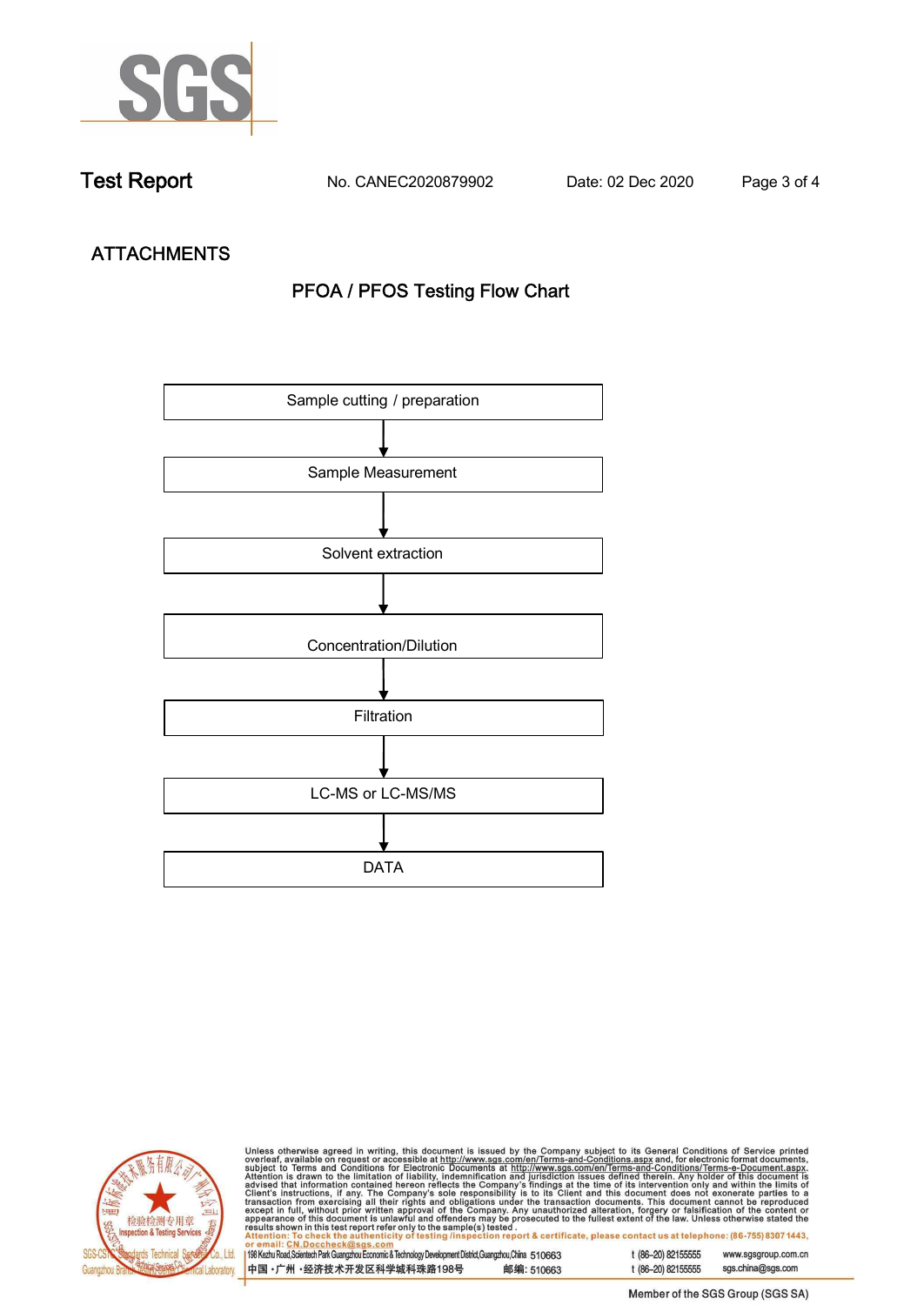## ATTACHMENTS

### PFOA / PFOS Testing Flow Chart

Sample cutting / preparation

↓

Sample Measurement

↓

Solvent extraction

↓

Concentration/Dilution

↓

Filtration

↓

LC-MS or LC-MS/MS

↓

DATA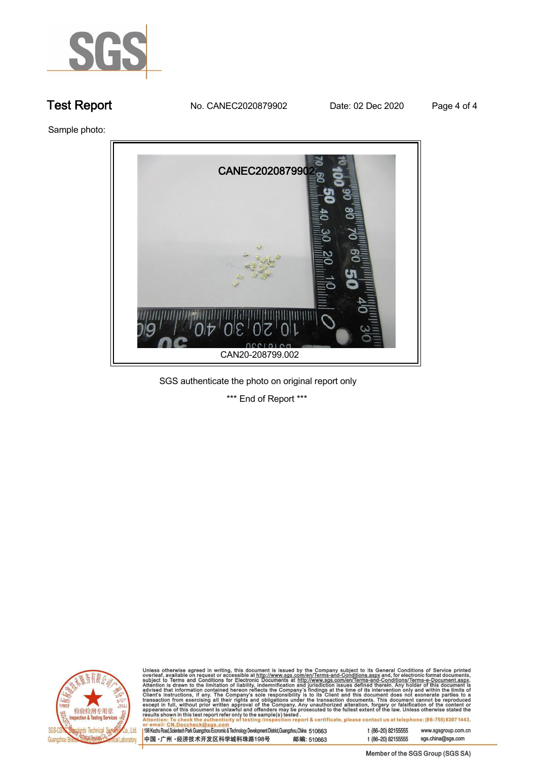Sample photo:

CAN20-208799.002

SGS authenticate the photo on original report only

\*\*\* End of Report \*\*\*

Unless otherwise agreed in writing, this document is issued by the Company subject to its General Conditions of Service printed overleaf, available on request or accessible at http://www.sgs.com/en/Terms-and-Conditions.aspx and, for electronic format documents, subject to Terms and Conditions for Electronic Documents at http://www.sgs.com/en/Terms-and-Conditions/Terms-e-Document.aspx. Attention is drawn to the limitation of liability, indemnification and jurisdiction issues defined therein. Any holder of this document is advised that information contained hereon reflects the Company's findings at the time of its intervention only and within the limits of Client's instructions, if any. The Company's sole responsibility is to its Client and this document does not exonerate parties to a transaction from exercising all their rights and obligations under the transaction documents. This document cannot be reproduced except in full, without prior written approval of the Company. Any unauthorized alteration, forgery or falsification of the content or appearance of this document is unlawful and offenders may be prosecuted to the fullest extent of the law. Unless otherwise stated the results shown in this test report refer only to the sample(s) tested.
Attention: To check the authenticity of testing /inspection report & certificate, please contact us at telephone: (86-755) 8307 1443, or email: CN.Doccheck@sgs.com

198 Kezhu Road,Scientech Park Guangzhou Economic & Technology Development District,Guangzhou,China 510663 t (86–20) 82155555 www.sgsgroup.com.cn
中国・广州・经济技术开发区科学城科珠路198号 邮编: 510663 t (86–20) 82155555 sgs.china@sgs.com

Member of the SGS Group (SGS SA)